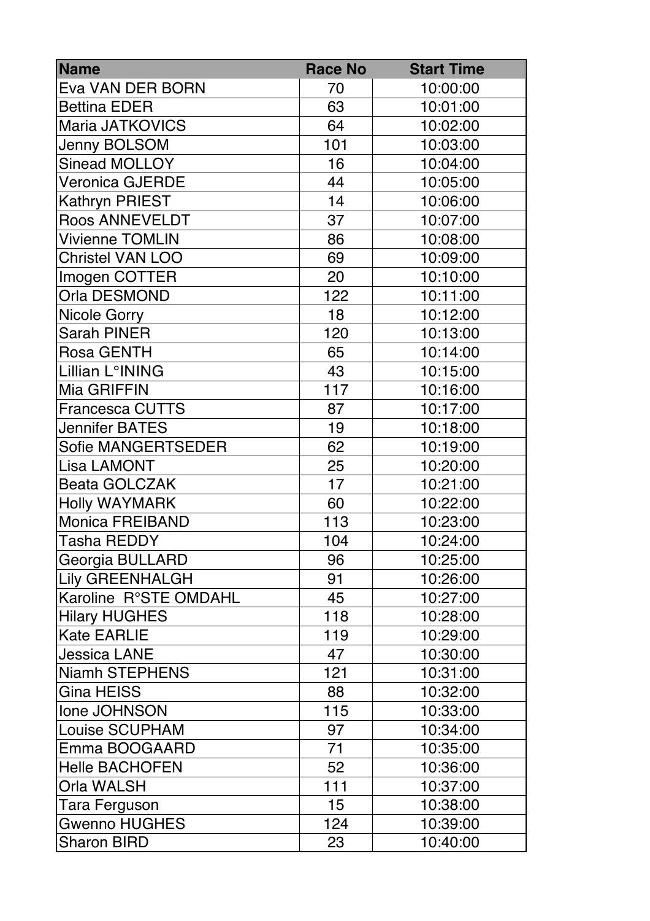| Name | Race No | Start Time |
| --- | --- | --- |
| Eva VAN DER BORN | 70 | 10:00:00 |
| Bettina EDER | 63 | 10:01:00 |
| Maria JATKOVICS | 64 | 10:02:00 |
| Jenny BOLSOM | 101 | 10:03:00 |
| Sinead MOLLOY | 16 | 10:04:00 |
| Veronica GJERDE | 44 | 10:05:00 |
| Kathryn PRIEST | 14 | 10:06:00 |
| Roos ANNEVELDT | 37 | 10:07:00 |
| Vivienne TOMLIN | 86 | 10:08:00 |
| Christel VAN LOO | 69 | 10:09:00 |
| Imogen COTTER | 20 | 10:10:00 |
| Orla DESMOND | 122 | 10:11:00 |
| Nicole Gorry | 18 | 10:12:00 |
| Sarah PINER | 120 | 10:13:00 |
| Rosa GENTH | 65 | 10:14:00 |
| Lillian L°INING | 43 | 10:15:00 |
| Mia GRIFFIN | 117 | 10:16:00 |
| Francesca CUTTS | 87 | 10:17:00 |
| Jennifer BATES | 19 | 10:18:00 |
| Sofie MANGERTSEDER | 62 | 10:19:00 |
| Lisa LAMONT | 25 | 10:20:00 |
| Beata GOLCZAK | 17 | 10:21:00 |
| Holly WAYMARK | 60 | 10:22:00 |
| Monica FREIBAND | 113 | 10:23:00 |
| Tasha REDDY | 104 | 10:24:00 |
| Georgia BULLARD | 96 | 10:25:00 |
| Lily GREENHALGH | 91 | 10:26:00 |
| Karoline R°STE OMDAHL | 45 | 10:27:00 |
| Hilary HUGHES | 118 | 10:28:00 |
| Kate EARLIE | 119 | 10:29:00 |
| Jessica LANE | 47 | 10:30:00 |
| Niamh STEPHENS | 121 | 10:31:00 |
| Gina HEISS | 88 | 10:32:00 |
| Ione JOHNSON | 115 | 10:33:00 |
| Louise SCUPHAM | 97 | 10:34:00 |
| Emma BOOGAARD | 71 | 10:35:00 |
| Helle BACHOFEN | 52 | 10:36:00 |
| Orla WALSH | 111 | 10:37:00 |
| Tara Ferguson | 15 | 10:38:00 |
| Gwenno HUGHES | 124 | 10:39:00 |
| Sharon BIRD | 23 | 10:40:00 |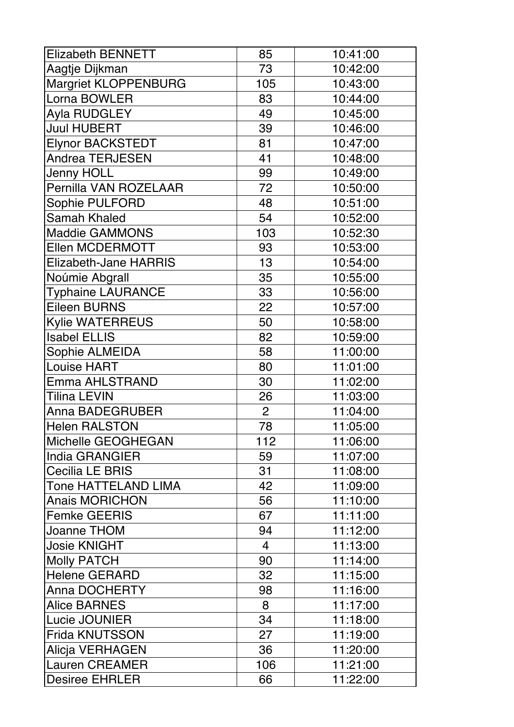| Elizabeth BENNETT | 85 | 10:41:00 |
|---|---|---|
| Aagtje Dijkman | 73 | 10:42:00 |
| Margriet KLOPPENBURG | 105 | 10:43:00 |
| Lorna BOWLER | 83 | 10:44:00 |
| Ayla RUDGLEY | 49 | 10:45:00 |
| Juul HUBERT | 39 | 10:46:00 |
| Elynor BACKSTEDT | 81 | 10:47:00 |
| Andrea TERJESEN | 41 | 10:48:00 |
| Jenny HOLL | 99 | 10:49:00 |
| Pernilla VAN ROZELAAR | 72 | 10:50:00 |
| Sophie PULFORD | 48 | 10:51:00 |
| Samah Khaled | 54 | 10:52:00 |
| Maddie GAMMONS | 103 | 10:52:30 |
| Ellen MCDERMOTT | 93 | 10:53:00 |
| Elizabeth-Jane HARRIS | 13 | 10:54:00 |
| Noúmie Abgrall | 35 | 10:55:00 |
| Typhaine LAURANCE | 33 | 10:56:00 |
| Eileen BURNS | 22 | 10:57:00 |
| Kylie WATERREUS | 50 | 10:58:00 |
| Isabel ELLIS | 82 | 10:59:00 |
| Sophie ALMEIDA | 58 | 11:00:00 |
| Louise HART | 80 | 11:01:00 |
| Emma AHLSTRAND | 30 | 11:02:00 |
| Tilina LEVIN | 26 | 11:03:00 |
| Anna BADEGRUBER | 2 | 11:04:00 |
| Helen RALSTON | 78 | 11:05:00 |
| Michelle GEOGHEGAN | 112 | 11:06:00 |
| India GRANGIER | 59 | 11:07:00 |
| Cecilia LE BRIS | 31 | 11:08:00 |
| Tone HATTELAND LIMA | 42 | 11:09:00 |
| Anais MORICHON | 56 | 11:10:00 |
| Femke GEERIS | 67 | 11:11:00 |
| Joanne THOM | 94 | 11:12:00 |
| Josie KNIGHT | 4 | 11:13:00 |
| Molly PATCH | 90 | 11:14:00 |
| Helene GERARD | 32 | 11:15:00 |
| Anna DOCHERTY | 98 | 11:16:00 |
| Alice BARNES | 8 | 11:17:00 |
| Lucie JOUNIER | 34 | 11:18:00 |
| Frida KNUTSSON | 27 | 11:19:00 |
| Alicja VERHAGEN | 36 | 11:20:00 |
| Lauren CREAMER | 106 | 11:21:00 |
| Desiree EHRLER | 66 | 11:22:00 |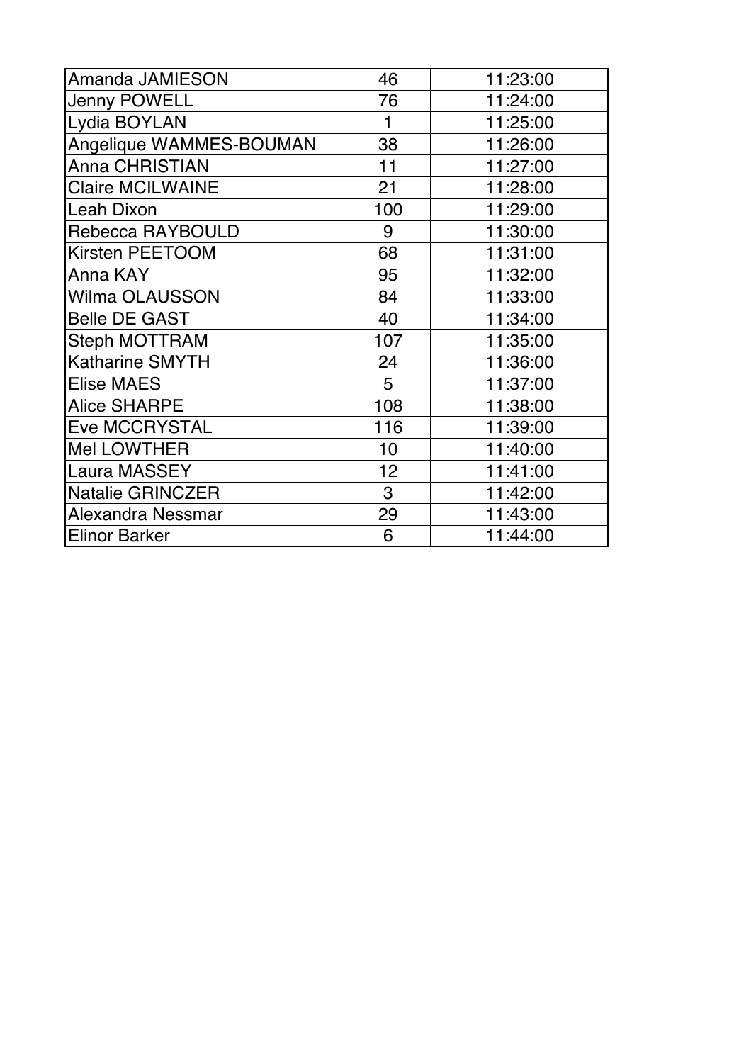| | | |
|---|---|---|
| Amanda JAMIESON | 46 | 11:23:00 |
| Jenny POWELL | 76 | 11:24:00 |
| Lydia BOYLAN | 1 | 11:25:00 |
| Angelique WAMMES-BOUMAN | 38 | 11:26:00 |
| Anna CHRISTIAN | 11 | 11:27:00 |
| Claire MCILWAINE | 21 | 11:28:00 |
| Leah Dixon | 100 | 11:29:00 |
| Rebecca RAYBOULD | 9 | 11:30:00 |
| Kirsten PEETOOM | 68 | 11:31:00 |
| Anna KAY | 95 | 11:32:00 |
| Wilma OLAUSSON | 84 | 11:33:00 |
| Belle DE GAST | 40 | 11:34:00 |
| Steph MOTTRAM | 107 | 11:35:00 |
| Katharine SMYTH | 24 | 11:36:00 |
| Elise MAES | 5 | 11:37:00 |
| Alice SHARPE | 108 | 11:38:00 |
| Eve MCCRYSTAL | 116 | 11:39:00 |
| Mel LOWTHER | 10 | 11:40:00 |
| Laura MASSEY | 12 | 11:41:00 |
| Natalie GRINCZER | 3 | 11:42:00 |
| Alexandra Nessmar | 29 | 11:43:00 |
| Elinor Barker | 6 | 11:44:00 |